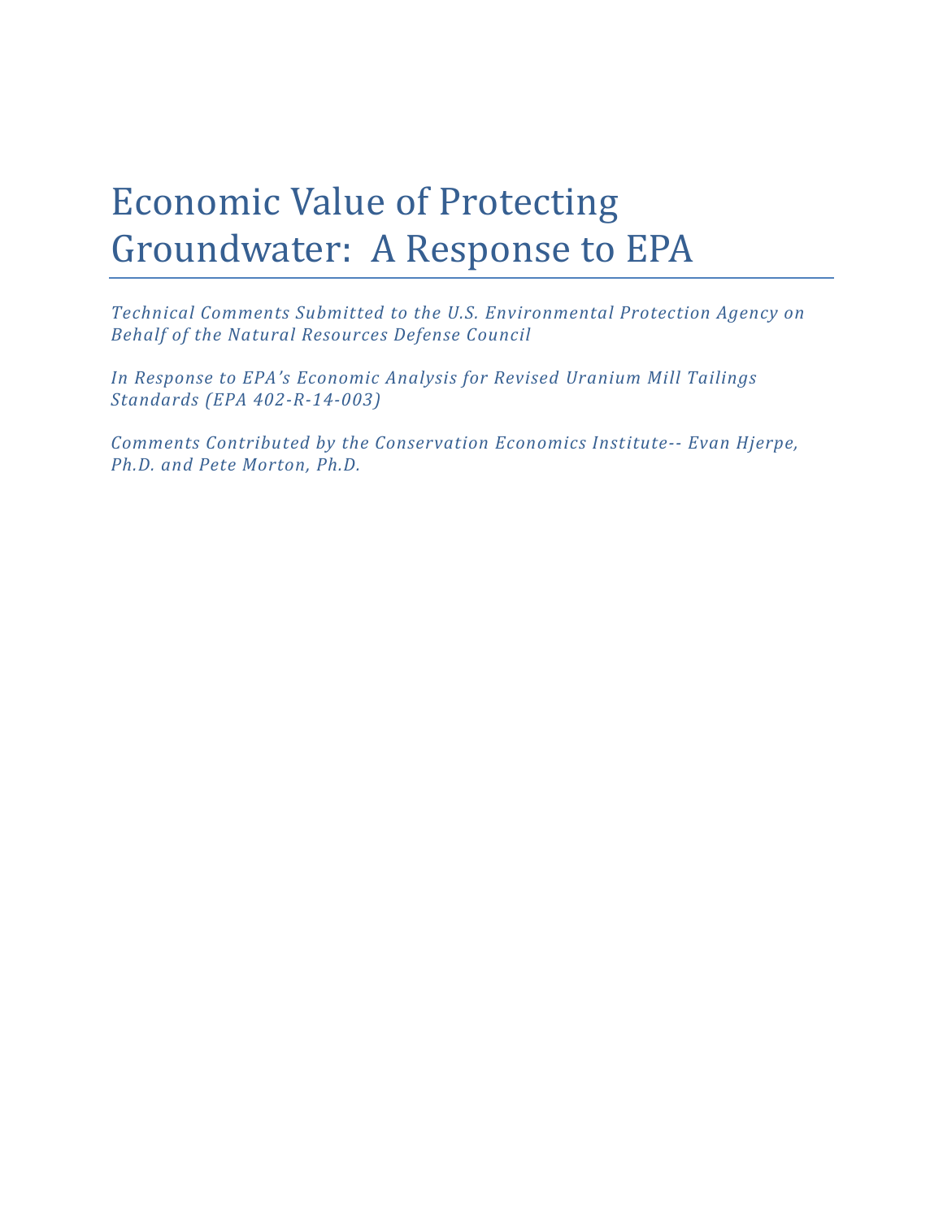# Economic Value of Protecting Groundwater: A Response to EPA

*Technical Comments Submitted to the U.S. Environmental Protection Agency on Behalf of the Natural Resources Defense Council*

*In Response to EPA's Economic Analysis for Revised Uranium Mill Tailings Standards (EPA 402-R-14-003)*

*Comments Contributed by the Conservation Economics Institute-- Evan Hjerpe, Ph.D. and Pete Morton, Ph.D.*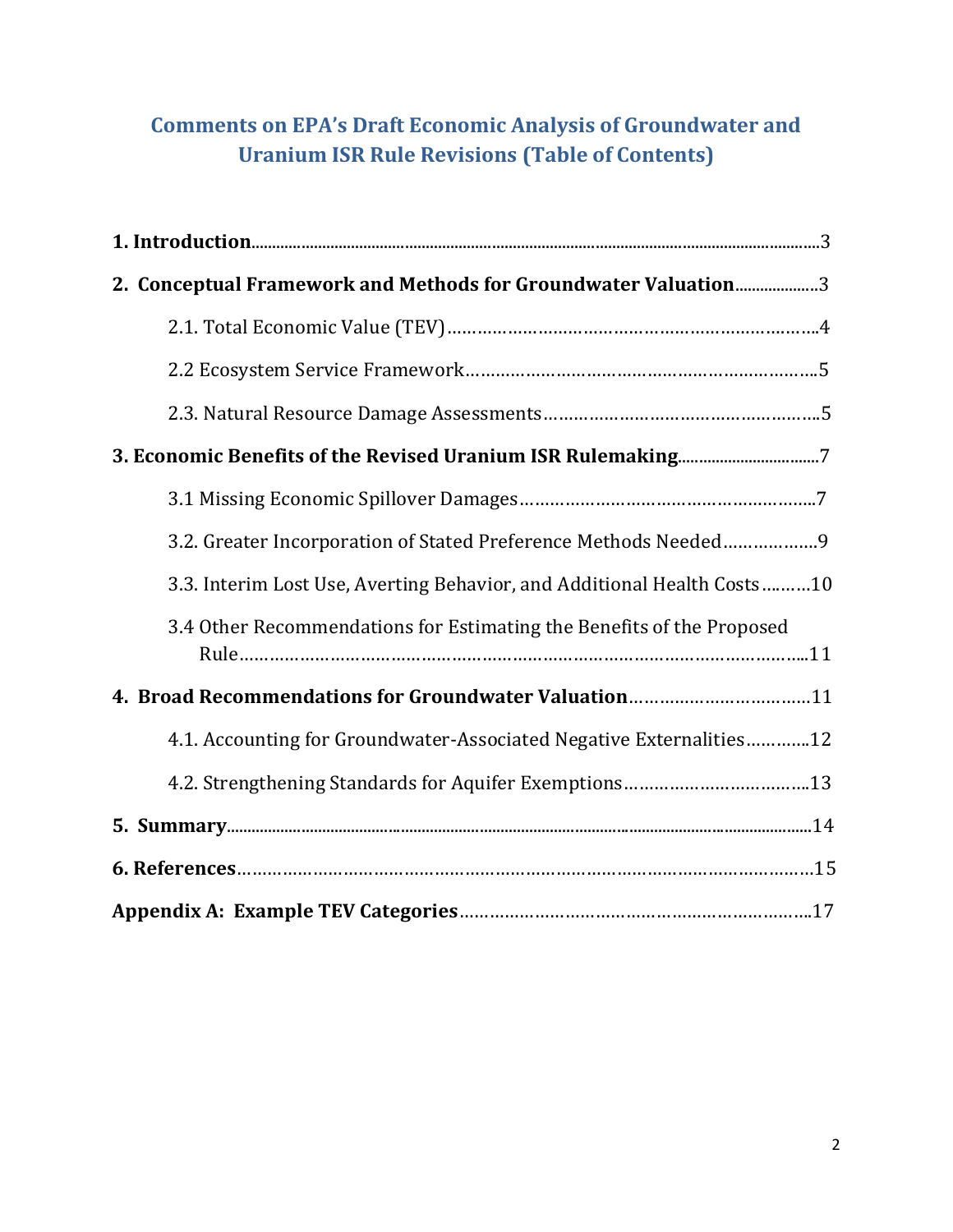# Comments on EPA's Draft Economic Analysis of Groundwater and Uranium ISR Rule Revisions (Table of Contents)

**1. Introduction**......................................................................3

**2. Conceptual Framework and Methods for Groundwater Valuation**....................3

- 2.1. Total Economic Value (TEV)..............................................................4
- 2.2 Ecosystem Service Framework..............................................................5
- 2.3. Natural Resource Damage Assessments.....................................................5

**3. Economic Benefits of the Revised Uranium ISR Rulemaking**...............................7

- 3.1 Missing Economic Spillover Damages.......................................................7
- 3.2. Greater Incorporation of Stated Preference Methods Needed................................9
- 3.3. Interim Lost Use, Averting Behavior, and Additional Health Costs.........................10
- 3.4 Other Recommendations for Estimating the Benefits of the Proposed Rule....................11

**4. Broad Recommendations for Groundwater Valuation**......................................11

- 4.1. Accounting for Groundwater-Associated Negative Externalities............................12
- 4.2. Strengthening Standards for Aquifer Exemptions..........................................13

**5. Summary**..............................................................................14

**6. References**...........................................................................15

**Appendix A: Example TEV Categories**.....................................................17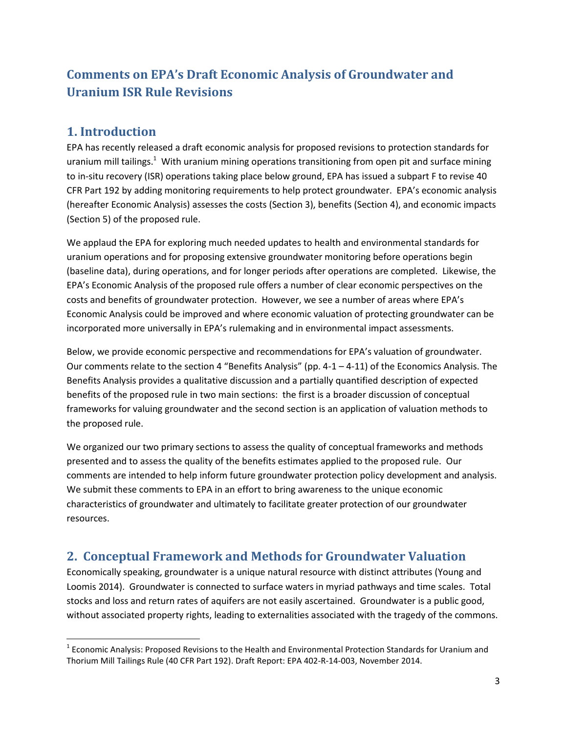# Comments on EPA's Draft Economic Analysis of Groundwater and Uranium ISR Rule Revisions

## 1. Introduction

EPA has recently released a draft economic analysis for proposed revisions to protection standards for uranium mill tailings.[1] With uranium mining operations transitioning from open pit and surface mining to in-situ recovery (ISR) operations taking place below ground, EPA has issued a subpart F to revise 40 CFR Part 192 by adding monitoring requirements to help protect groundwater. EPA's economic analysis (hereafter Economic Analysis) assesses the costs (Section 3), benefits (Section 4), and economic impacts (Section 5) of the proposed rule.

We applaud the EPA for exploring much needed updates to health and environmental standards for uranium operations and for proposing extensive groundwater monitoring before operations begin (baseline data), during operations, and for longer periods after operations are completed. Likewise, the EPA's Economic Analysis of the proposed rule offers a number of clear economic perspectives on the costs and benefits of groundwater protection. However, we see a number of areas where EPA's Economic Analysis could be improved and where economic valuation of protecting groundwater can be incorporated more universally in EPA's rulemaking and in environmental impact assessments.

Below, we provide economic perspective and recommendations for EPA's valuation of groundwater. Our comments relate to the section 4 "Benefits Analysis" (pp. 4-1 – 4-11) of the Economics Analysis. The Benefits Analysis provides a qualitative discussion and a partially quantified description of expected benefits of the proposed rule in two main sections: the first is a broader discussion of conceptual frameworks for valuing groundwater and the second section is an application of valuation methods to the proposed rule.

We organized our two primary sections to assess the quality of conceptual frameworks and methods presented and to assess the quality of the benefits estimates applied to the proposed rule. Our comments are intended to help inform future groundwater protection policy development and analysis. We submit these comments to EPA in an effort to bring awareness to the unique economic characteristics of groundwater and ultimately to facilitate greater protection of our groundwater resources.

## 2. Conceptual Framework and Methods for Groundwater Valuation

Economically speaking, groundwater is a unique natural resource with distinct attributes (Young and Loomis 2014). Groundwater is connected to surface waters in myriad pathways and time scales. Total stocks and loss and return rates of aquifers are not easily ascertained. Groundwater is a public good, without associated property rights, leading to externalities associated with the tragedy of the commons.

---

[1] Economic Analysis: Proposed Revisions to the Health and Environmental Protection Standards for Uranium and Thorium Mill Tailings Rule (40 CFR Part 192). Draft Report: EPA 402-R-14-003, November 2014.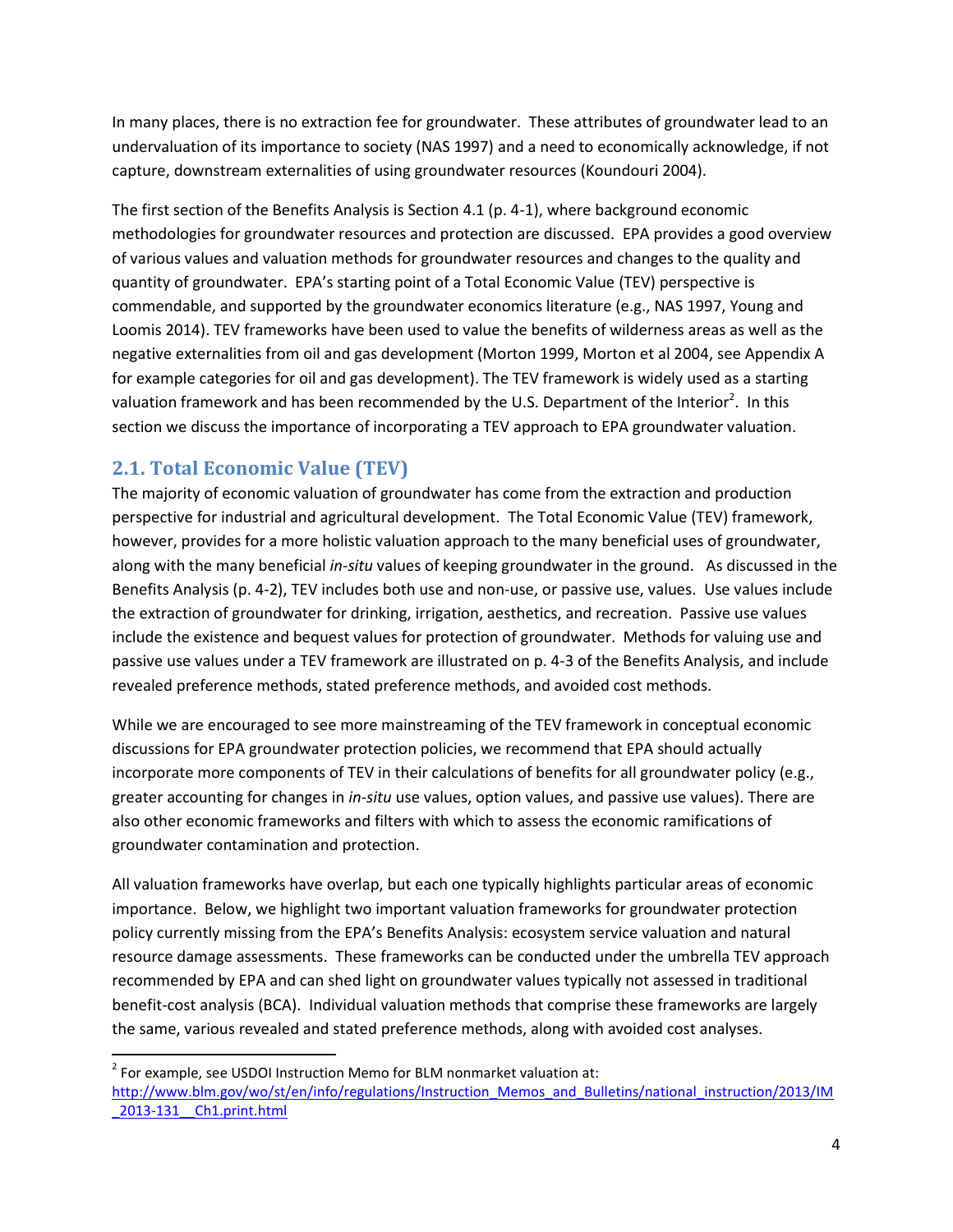In many places, there is no extraction fee for groundwater. These attributes of groundwater lead to an undervaluation of its importance to society (NAS 1997) and a need to economically acknowledge, if not capture, downstream externalities of using groundwater resources (Koundouri 2004).

The first section of the Benefits Analysis is Section 4.1 (p. 4-1), where background economic methodologies for groundwater resources and protection are discussed. EPA provides a good overview of various values and valuation methods for groundwater resources and changes to the quality and quantity of groundwater. EPA's starting point of a Total Economic Value (TEV) perspective is commendable, and supported by the groundwater economics literature (e.g., NAS 1997, Young and Loomis 2014). TEV frameworks have been used to value the benefits of wilderness areas as well as the negative externalities from oil and gas development (Morton 1999, Morton et al 2004, see Appendix A for example categories for oil and gas development). The TEV framework is widely used as a starting valuation framework and has been recommended by the U.S. Department of the Interior[2]. In this section we discuss the importance of incorporating a TEV approach to EPA groundwater valuation.

## 2.1. Total Economic Value (TEV)

The majority of economic valuation of groundwater has come from the extraction and production perspective for industrial and agricultural development. The Total Economic Value (TEV) framework, however, provides for a more holistic valuation approach to the many beneficial uses of groundwater, along with the many beneficial *in-situ* values of keeping groundwater in the ground. As discussed in the Benefits Analysis (p. 4-2), TEV includes both use and non-use, or passive use, values. Use values include the extraction of groundwater for drinking, irrigation, aesthetics, and recreation. Passive use values include the existence and bequest values for protection of groundwater. Methods for valuing use and passive use values under a TEV framework are illustrated on p. 4-3 of the Benefits Analysis, and include revealed preference methods, stated preference methods, and avoided cost methods.

While we are encouraged to see more mainstreaming of the TEV framework in conceptual economic discussions for EPA groundwater protection policies, we recommend that EPA should actually incorporate more components of TEV in their calculations of benefits for all groundwater policy (e.g., greater accounting for changes in *in-situ* use values, option values, and passive use values). There are also other economic frameworks and filters with which to assess the economic ramifications of groundwater contamination and protection.

All valuation frameworks have overlap, but each one typically highlights particular areas of economic importance. Below, we highlight two important valuation frameworks for groundwater protection policy currently missing from the EPA's Benefits Analysis: ecosystem service valuation and natural resource damage assessments. These frameworks can be conducted under the umbrella TEV approach recommended by EPA and can shed light on groundwater values typically not assessed in traditional benefit-cost analysis (BCA). Individual valuation methods that comprise these frameworks are largely the same, various revealed and stated preference methods, along with avoided cost analyses.

---

[2] For example, see USDOI Instruction Memo for BLM nonmarket valuation at: http://www.blm.gov/wo/st/en/info/regulations/Instruction_Memos_and_Bulletins/national_instruction/2013/IM_2013-131__Ch1.print.html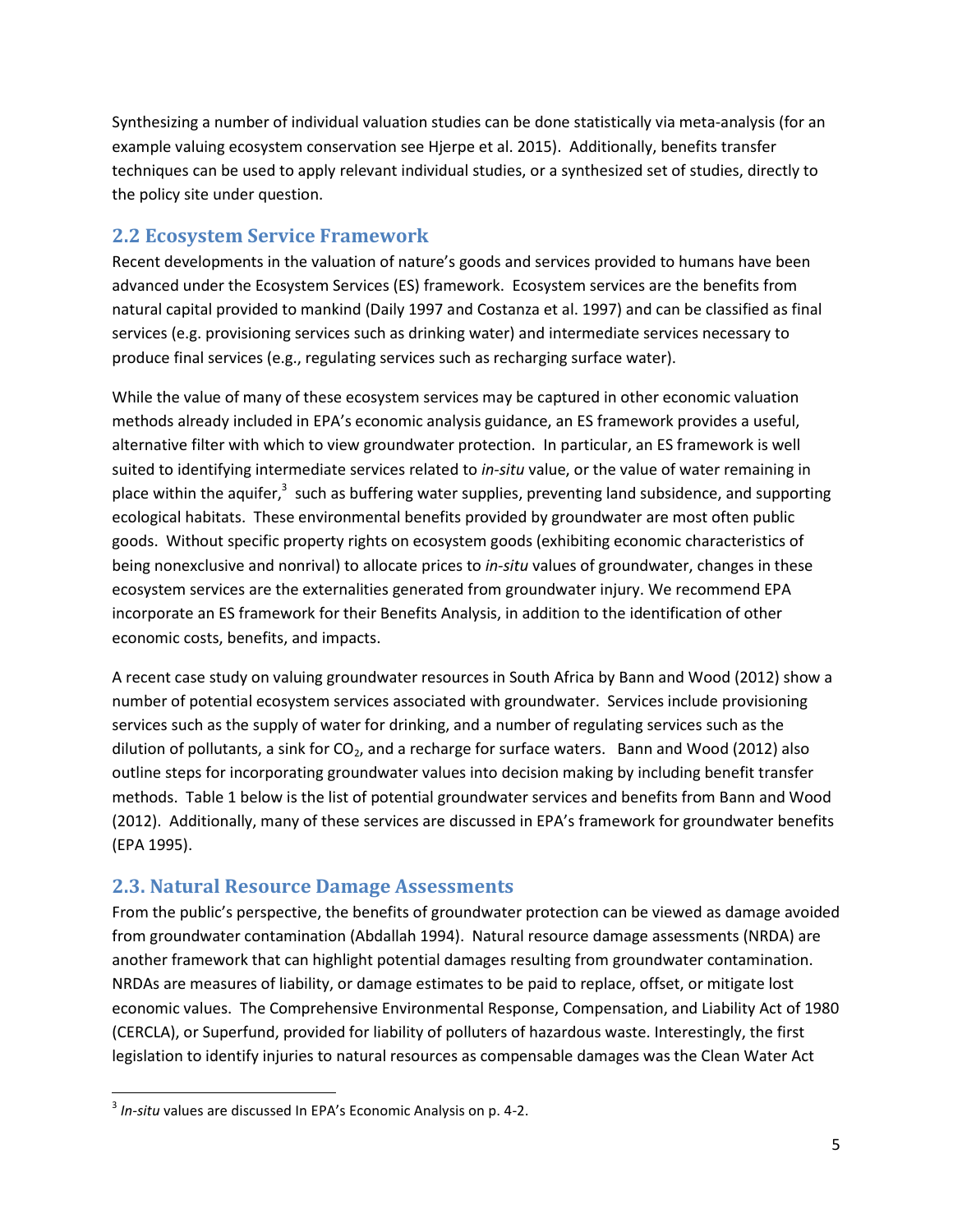Synthesizing a number of individual valuation studies can be done statistically via meta-analysis (for an example valuing ecosystem conservation see Hjerpe et al. 2015). Additionally, benefits transfer techniques can be used to apply relevant individual studies, or a synthesized set of studies, directly to the policy site under question.

## 2.2 Ecosystem Service Framework

Recent developments in the valuation of nature's goods and services provided to humans have been advanced under the Ecosystem Services (ES) framework. Ecosystem services are the benefits from natural capital provided to mankind (Daily 1997 and Costanza et al. 1997) and can be classified as final services (e.g. provisioning services such as drinking water) and intermediate services necessary to produce final services (e.g., regulating services such as recharging surface water).

While the value of many of these ecosystem services may be captured in other economic valuation methods already included in EPA's economic analysis guidance, an ES framework provides a useful, alternative filter with which to view groundwater protection. In particular, an ES framework is well suited to identifying intermediate services related to *in-situ* value, or the value of water remaining in place within the aquifer,[3] such as buffering water supplies, preventing land subsidence, and supporting ecological habitats. These environmental benefits provided by groundwater are most often public goods. Without specific property rights on ecosystem goods (exhibiting economic characteristics of being nonexclusive and nonrival) to allocate prices to *in-situ* values of groundwater, changes in these ecosystem services are the externalities generated from groundwater injury. We recommend EPA incorporate an ES framework for their Benefits Analysis, in addition to the identification of other economic costs, benefits, and impacts.

A recent case study on valuing groundwater resources in South Africa by Bann and Wood (2012) show a number of potential ecosystem services associated with groundwater. Services include provisioning services such as the supply of water for drinking, and a number of regulating services such as the dilution of pollutants, a sink for $CO_2$, and a recharge for surface waters. Bann and Wood (2012) also outline steps for incorporating groundwater values into decision making by including benefit transfer methods. Table 1 below is the list of potential groundwater services and benefits from Bann and Wood (2012). Additionally, many of these services are discussed in EPA's framework for groundwater benefits (EPA 1995).

## 2.3. Natural Resource Damage Assessments

From the public's perspective, the benefits of groundwater protection can be viewed as damage avoided from groundwater contamination (Abdallah 1994). Natural resource damage assessments (NRDA) are another framework that can highlight potential damages resulting from groundwater contamination. NRDAs are measures of liability, or damage estimates to be paid to replace, offset, or mitigate lost economic values. The Comprehensive Environmental Response, Compensation, and Liability Act of 1980 (CERCLA), or Superfund, provided for liability of polluters of hazardous waste. Interestingly, the first legislation to identify injuries to natural resources as compensable damages was the Clean Water Act

[3] *In-situ* values are discussed In EPA's Economic Analysis on p. 4-2.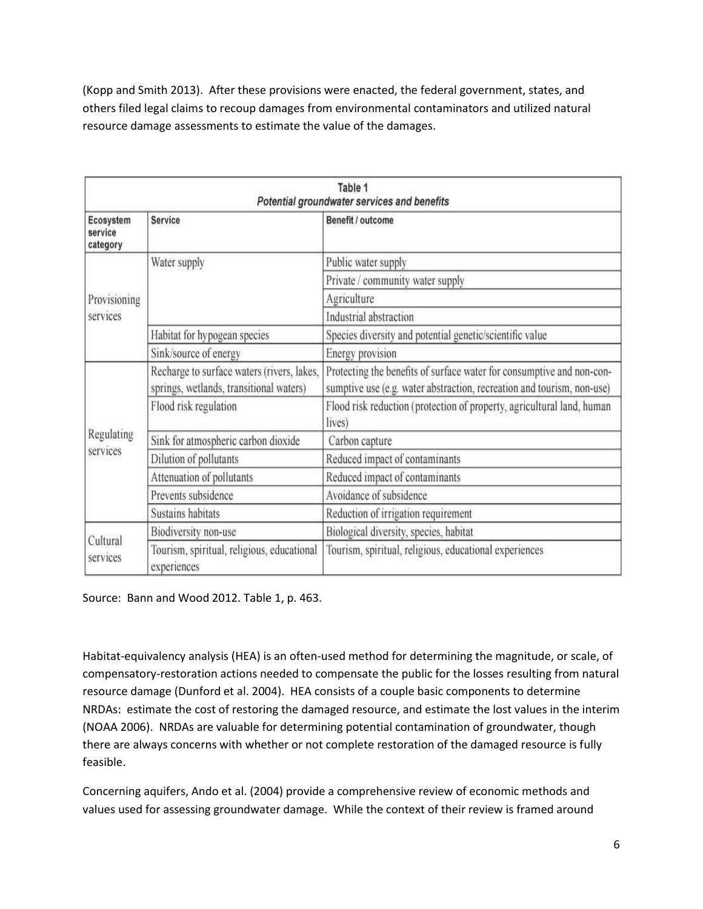(Kopp and Smith 2013). After these provisions were enacted, the federal government, states, and others filed legal claims to recoup damages from environmental contaminators and utilized natural resource damage assessments to estimate the value of the damages.

Table 1
*Potential groundwater services and benefits*

| Ecosystem service category | Service | Benefit / outcome |
|---|---|---|
| Provisioning services | Water supply | Public water supply |
| | | Private / community water supply |
| | | Agriculture |
| | | Industrial abstraction |
| | Habitat for hypogean species | Species diversity and potential genetic/scientific value |
| | Sink/source of energy | Energy provision |
| Regulating services | Recharge to surface waters (rivers, lakes, springs, wetlands, transitional waters) | Protecting the benefits of surface water for consumptive and non-consumptive use (e.g. water abstraction, recreation and tourism, non-use) |
| | Flood risk regulation | Flood risk reduction (protection of property, agricultural land, human lives) |
| | Sink for atmospheric carbon dioxide | Carbon capture |
| | Dilution of pollutants | Reduced impact of contaminants |
| | Attenuation of pollutants | Reduced impact of contaminants |
| | Prevents subsidence | Avoidance of subsidence |
| | Sustains habitats | Reduction of irrigation requirement |
| Cultural services | Biodiversity non-use | Biological diversity, species, habitat |
| | Tourism, spiritual, religious, educational experiences | Tourism, spiritual, religious, educational experiences |

Source: Bann and Wood 2012. Table 1, p. 463.

Habitat-equivalency analysis (HEA) is an often-used method for determining the magnitude, or scale, of compensatory-restoration actions needed to compensate the public for the losses resulting from natural resource damage (Dunford et al. 2004). HEA consists of a couple basic components to determine NRDAs: estimate the cost of restoring the damaged resource, and estimate the lost values in the interim (NOAA 2006). NRDAs are valuable for determining potential contamination of groundwater, though there are always concerns with whether or not complete restoration of the damaged resource is fully feasible.

Concerning aquifers, Ando et al. (2004) provide a comprehensive review of economic methods and values used for assessing groundwater damage. While the context of their review is framed around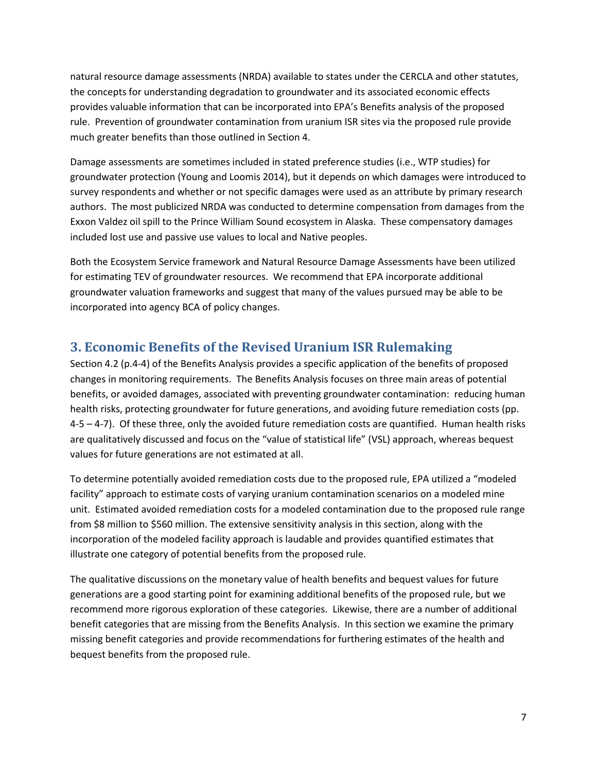natural resource damage assessments (NRDA) available to states under the CERCLA and other statutes, the concepts for understanding degradation to groundwater and its associated economic effects provides valuable information that can be incorporated into EPA's Benefits analysis of the proposed rule. Prevention of groundwater contamination from uranium ISR sites via the proposed rule provide much greater benefits than those outlined in Section 4.

Damage assessments are sometimes included in stated preference studies (i.e., WTP studies) for groundwater protection (Young and Loomis 2014), but it depends on which damages were introduced to survey respondents and whether or not specific damages were used as an attribute by primary research authors. The most publicized NRDA was conducted to determine compensation from damages from the Exxon Valdez oil spill to the Prince William Sound ecosystem in Alaska. These compensatory damages included lost use and passive use values to local and Native peoples.

Both the Ecosystem Service framework and Natural Resource Damage Assessments have been utilized for estimating TEV of groundwater resources. We recommend that EPA incorporate additional groundwater valuation frameworks and suggest that many of the values pursued may be able to be incorporated into agency BCA of policy changes.

## 3. Economic Benefits of the Revised Uranium ISR Rulemaking

Section 4.2 (p.4-4) of the Benefits Analysis provides a specific application of the benefits of proposed changes in monitoring requirements. The Benefits Analysis focuses on three main areas of potential benefits, or avoided damages, associated with preventing groundwater contamination: reducing human health risks, protecting groundwater for future generations, and avoiding future remediation costs (pp. 4-5 – 4-7). Of these three, only the avoided future remediation costs are quantified. Human health risks are qualitatively discussed and focus on the "value of statistical life" (VSL) approach, whereas bequest values for future generations are not estimated at all.

To determine potentially avoided remediation costs due to the proposed rule, EPA utilized a "modeled facility" approach to estimate costs of varying uranium contamination scenarios on a modeled mine unit. Estimated avoided remediation costs for a modeled contamination due to the proposed rule range from $8 million to $560 million. The extensive sensitivity analysis in this section, along with the incorporation of the modeled facility approach is laudable and provides quantified estimates that illustrate one category of potential benefits from the proposed rule.

The qualitative discussions on the monetary value of health benefits and bequest values for future generations are a good starting point for examining additional benefits of the proposed rule, but we recommend more rigorous exploration of these categories. Likewise, there are a number of additional benefit categories that are missing from the Benefits Analysis. In this section we examine the primary missing benefit categories and provide recommendations for furthering estimates of the health and bequest benefits from the proposed rule.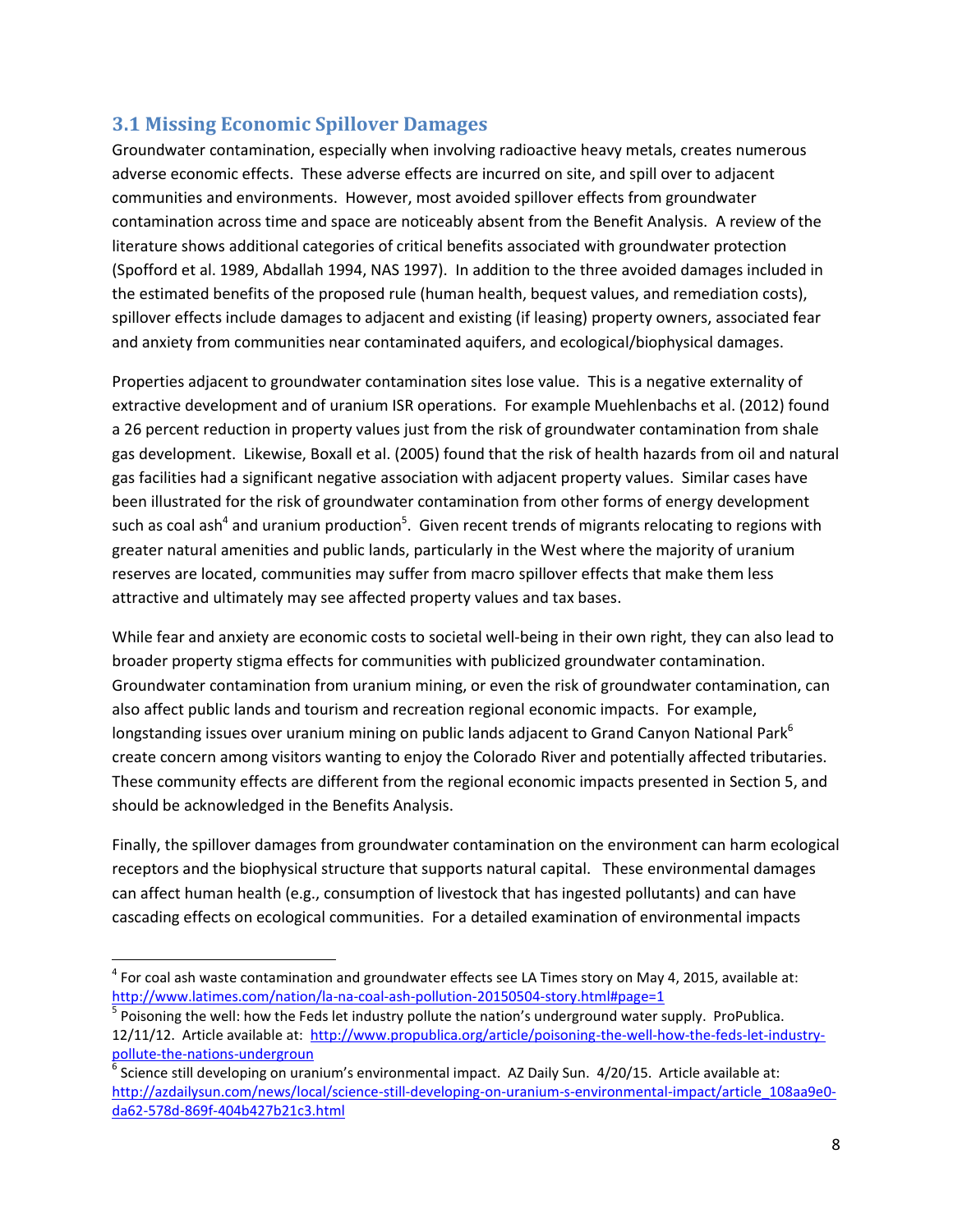## 3.1 Missing Economic Spillover Damages

Groundwater contamination, especially when involving radioactive heavy metals, creates numerous adverse economic effects. These adverse effects are incurred on site, and spill over to adjacent communities and environments. However, most avoided spillover effects from groundwater contamination across time and space are noticeably absent from the Benefit Analysis. A review of the literature shows additional categories of critical benefits associated with groundwater protection (Spofford et al. 1989, Abdallah 1994, NAS 1997). In addition to the three avoided damages included in the estimated benefits of the proposed rule (human health, bequest values, and remediation costs), spillover effects include damages to adjacent and existing (if leasing) property owners, associated fear and anxiety from communities near contaminated aquifers, and ecological/biophysical damages.

Properties adjacent to groundwater contamination sites lose value. This is a negative externality of extractive development and of uranium ISR operations. For example Muehlenbachs et al. (2012) found a 26 percent reduction in property values just from the risk of groundwater contamination from shale gas development. Likewise, Boxall et al. (2005) found that the risk of health hazards from oil and natural gas facilities had a significant negative association with adjacent property values. Similar cases have been illustrated for the risk of groundwater contamination from other forms of energy development such as coal ash[4] and uranium production[5]. Given recent trends of migrants relocating to regions with greater natural amenities and public lands, particularly in the West where the majority of uranium reserves are located, communities may suffer from macro spillover effects that make them less attractive and ultimately may see affected property values and tax bases.

While fear and anxiety are economic costs to societal well-being in their own right, they can also lead to broader property stigma effects for communities with publicized groundwater contamination. Groundwater contamination from uranium mining, or even the risk of groundwater contamination, can also affect public lands and tourism and recreation regional economic impacts. For example, longstanding issues over uranium mining on public lands adjacent to Grand Canyon National Park[6] create concern among visitors wanting to enjoy the Colorado River and potentially affected tributaries. These community effects are different from the regional economic impacts presented in Section 5, and should be acknowledged in the Benefits Analysis.

Finally, the spillover damages from groundwater contamination on the environment can harm ecological receptors and the biophysical structure that supports natural capital. These environmental damages can affect human health (e.g., consumption of livestock that has ingested pollutants) and can have cascading effects on ecological communities. For a detailed examination of environmental impacts

---

[4] For coal ash waste contamination and groundwater effects see LA Times story on May 4, 2015, available at: http://www.latimes.com/nation/la-na-coal-ash-pollution-20150504-story.html#page=1

[5] Poisoning the well: how the Feds let industry pollute the nation's underground water supply. ProPublica. 12/11/12. Article available at: http://www.propublica.org/article/poisoning-the-well-how-the-feds-let-industry-pollute-the-nations-undergroun

[6] Science still developing on uranium's environmental impact. AZ Daily Sun. 4/20/15. Article available at: http://azdailysun.com/news/local/science-still-developing-on-uranium-s-environmental-impact/article_108aa9e0-da62-578d-869f-404b427b21c3.html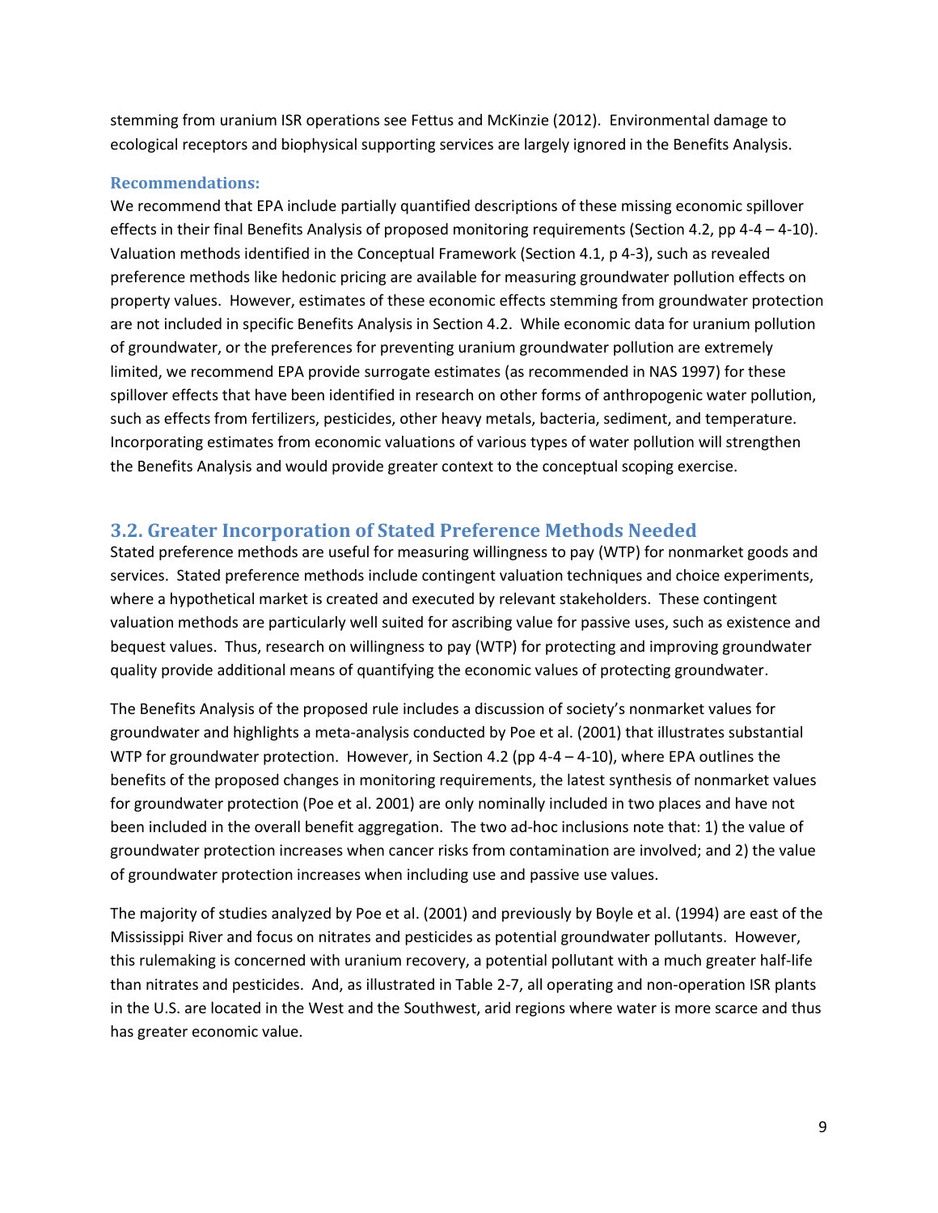stemming from uranium ISR operations see Fettus and McKinzie (2012). Environmental damage to ecological receptors and biophysical supporting services are largely ignored in the Benefits Analysis.

### Recommendations:

We recommend that EPA include partially quantified descriptions of these missing economic spillover effects in their final Benefits Analysis of proposed monitoring requirements (Section 4.2, pp 4-4 – 4-10). Valuation methods identified in the Conceptual Framework (Section 4.1, p 4-3), such as revealed preference methods like hedonic pricing are available for measuring groundwater pollution effects on property values. However, estimates of these economic effects stemming from groundwater protection are not included in specific Benefits Analysis in Section 4.2. While economic data for uranium pollution of groundwater, or the preferences for preventing uranium groundwater pollution are extremely limited, we recommend EPA provide surrogate estimates (as recommended in NAS 1997) for these spillover effects that have been identified in research on other forms of anthropogenic water pollution, such as effects from fertilizers, pesticides, other heavy metals, bacteria, sediment, and temperature. Incorporating estimates from economic valuations of various types of water pollution will strengthen the Benefits Analysis and would provide greater context to the conceptual scoping exercise.

## 3.2. Greater Incorporation of Stated Preference Methods Needed

Stated preference methods are useful for measuring willingness to pay (WTP) for nonmarket goods and services. Stated preference methods include contingent valuation techniques and choice experiments, where a hypothetical market is created and executed by relevant stakeholders. These contingent valuation methods are particularly well suited for ascribing value for passive uses, such as existence and bequest values. Thus, research on willingness to pay (WTP) for protecting and improving groundwater quality provide additional means of quantifying the economic values of protecting groundwater.

The Benefits Analysis of the proposed rule includes a discussion of society's nonmarket values for groundwater and highlights a meta-analysis conducted by Poe et al. (2001) that illustrates substantial WTP for groundwater protection. However, in Section 4.2 (pp 4-4 – 4-10), where EPA outlines the benefits of the proposed changes in monitoring requirements, the latest synthesis of nonmarket values for groundwater protection (Poe et al. 2001) are only nominally included in two places and have not been included in the overall benefit aggregation. The two ad-hoc inclusions note that: 1) the value of groundwater protection increases when cancer risks from contamination are involved; and 2) the value of groundwater protection increases when including use and passive use values.

The majority of studies analyzed by Poe et al. (2001) and previously by Boyle et al. (1994) are east of the Mississippi River and focus on nitrates and pesticides as potential groundwater pollutants. However, this rulemaking is concerned with uranium recovery, a potential pollutant with a much greater half-life than nitrates and pesticides. And, as illustrated in Table 2-7, all operating and non-operation ISR plants in the U.S. are located in the West and the Southwest, arid regions where water is more scarce and thus has greater economic value.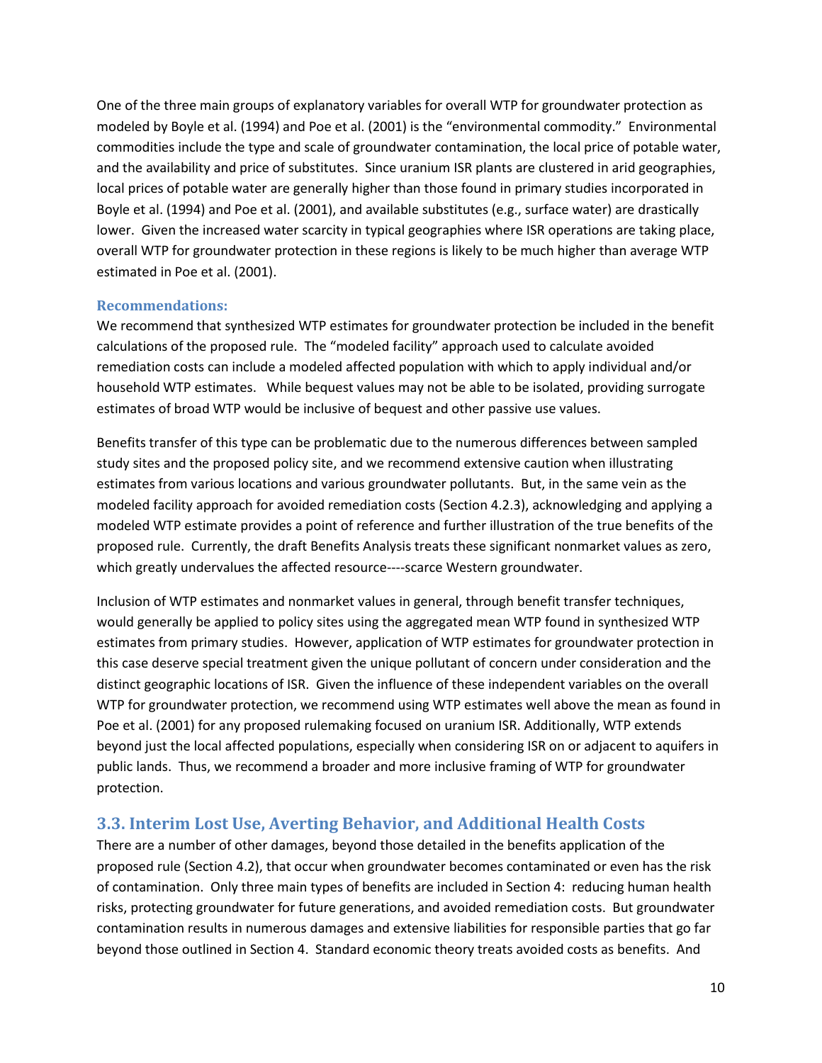One of the three main groups of explanatory variables for overall WTP for groundwater protection as modeled by Boyle et al. (1994) and Poe et al. (2001) is the "environmental commodity." Environmental commodities include the type and scale of groundwater contamination, the local price of potable water, and the availability and price of substitutes. Since uranium ISR plants are clustered in arid geographies, local prices of potable water are generally higher than those found in primary studies incorporated in Boyle et al. (1994) and Poe et al. (2001), and available substitutes (e.g., surface water) are drastically lower. Given the increased water scarcity in typical geographies where ISR operations are taking place, overall WTP for groundwater protection in these regions is likely to be much higher than average WTP estimated in Poe et al. (2001).

### Recommendations:

We recommend that synthesized WTP estimates for groundwater protection be included in the benefit calculations of the proposed rule. The "modeled facility" approach used to calculate avoided remediation costs can include a modeled affected population with which to apply individual and/or household WTP estimates. While bequest values may not be able to be isolated, providing surrogate estimates of broad WTP would be inclusive of bequest and other passive use values.

Benefits transfer of this type can be problematic due to the numerous differences between sampled study sites and the proposed policy site, and we recommend extensive caution when illustrating estimates from various locations and various groundwater pollutants. But, in the same vein as the modeled facility approach for avoided remediation costs (Section 4.2.3), acknowledging and applying a modeled WTP estimate provides a point of reference and further illustration of the true benefits of the proposed rule. Currently, the draft Benefits Analysis treats these significant nonmarket values as zero, which greatly undervalues the affected resource----scarce Western groundwater.

Inclusion of WTP estimates and nonmarket values in general, through benefit transfer techniques, would generally be applied to policy sites using the aggregated mean WTP found in synthesized WTP estimates from primary studies. However, application of WTP estimates for groundwater protection in this case deserve special treatment given the unique pollutant of concern under consideration and the distinct geographic locations of ISR. Given the influence of these independent variables on the overall WTP for groundwater protection, we recommend using WTP estimates well above the mean as found in Poe et al. (2001) for any proposed rulemaking focused on uranium ISR. Additionally, WTP extends beyond just the local affected populations, especially when considering ISR on or adjacent to aquifers in public lands. Thus, we recommend a broader and more inclusive framing of WTP for groundwater protection.

## 3.3. Interim Lost Use, Averting Behavior, and Additional Health Costs

There are a number of other damages, beyond those detailed in the benefits application of the proposed rule (Section 4.2), that occur when groundwater becomes contaminated or even has the risk of contamination. Only three main types of benefits are included in Section 4: reducing human health risks, protecting groundwater for future generations, and avoided remediation costs. But groundwater contamination results in numerous damages and extensive liabilities for responsible parties that go far beyond those outlined in Section 4. Standard economic theory treats avoided costs as benefits. And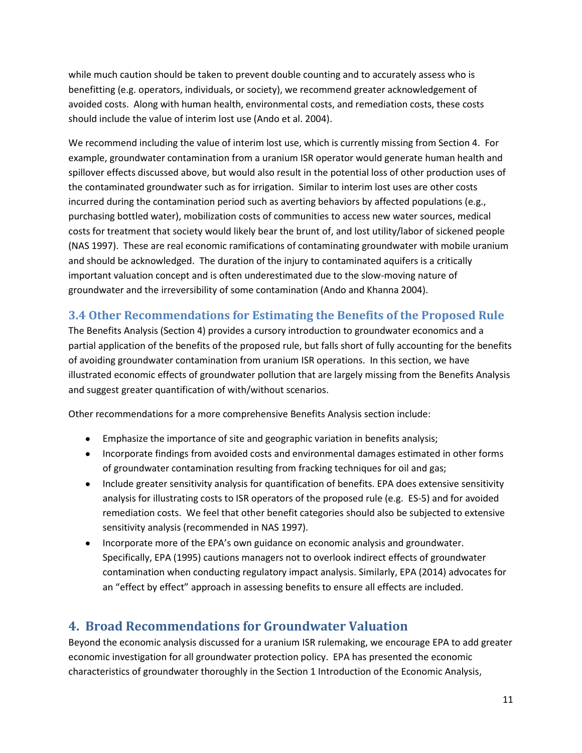while much caution should be taken to prevent double counting and to accurately assess who is benefitting (e.g. operators, individuals, or society), we recommend greater acknowledgement of avoided costs. Along with human health, environmental costs, and remediation costs, these costs should include the value of interim lost use (Ando et al. 2004).

We recommend including the value of interim lost use, which is currently missing from Section 4. For example, groundwater contamination from a uranium ISR operator would generate human health and spillover effects discussed above, but would also result in the potential loss of other production uses of the contaminated groundwater such as for irrigation. Similar to interim lost uses are other costs incurred during the contamination period such as averting behaviors by affected populations (e.g., purchasing bottled water), mobilization costs of communities to access new water sources, medical costs for treatment that society would likely bear the brunt of, and lost utility/labor of sickened people (NAS 1997). These are real economic ramifications of contaminating groundwater with mobile uranium and should be acknowledged. The duration of the injury to contaminated aquifers is a critically important valuation concept and is often underestimated due to the slow-moving nature of groundwater and the irreversibility of some contamination (Ando and Khanna 2004).

### 3.4 Other Recommendations for Estimating the Benefits of the Proposed Rule

The Benefits Analysis (Section 4) provides a cursory introduction to groundwater economics and a partial application of the benefits of the proposed rule, but falls short of fully accounting for the benefits of avoiding groundwater contamination from uranium ISR operations. In this section, we have illustrated economic effects of groundwater pollution that are largely missing from the Benefits Analysis and suggest greater quantification of with/without scenarios.

Other recommendations for a more comprehensive Benefits Analysis section include:

- Emphasize the importance of site and geographic variation in benefits analysis;
- Incorporate findings from avoided costs and environmental damages estimated in other forms of groundwater contamination resulting from fracking techniques for oil and gas;
- Include greater sensitivity analysis for quantification of benefits. EPA does extensive sensitivity analysis for illustrating costs to ISR operators of the proposed rule (e.g. ES-5) and for avoided remediation costs. We feel that other benefit categories should also be subjected to extensive sensitivity analysis (recommended in NAS 1997).
- Incorporate more of the EPA's own guidance on economic analysis and groundwater. Specifically, EPA (1995) cautions managers not to overlook indirect effects of groundwater contamination when conducting regulatory impact analysis. Similarly, EPA (2014) advocates for an "effect by effect" approach in assessing benefits to ensure all effects are included.

## 4. Broad Recommendations for Groundwater Valuation

Beyond the economic analysis discussed for a uranium ISR rulemaking, we encourage EPA to add greater economic investigation for all groundwater protection policy. EPA has presented the economic characteristics of groundwater thoroughly in the Section 1 Introduction of the Economic Analysis,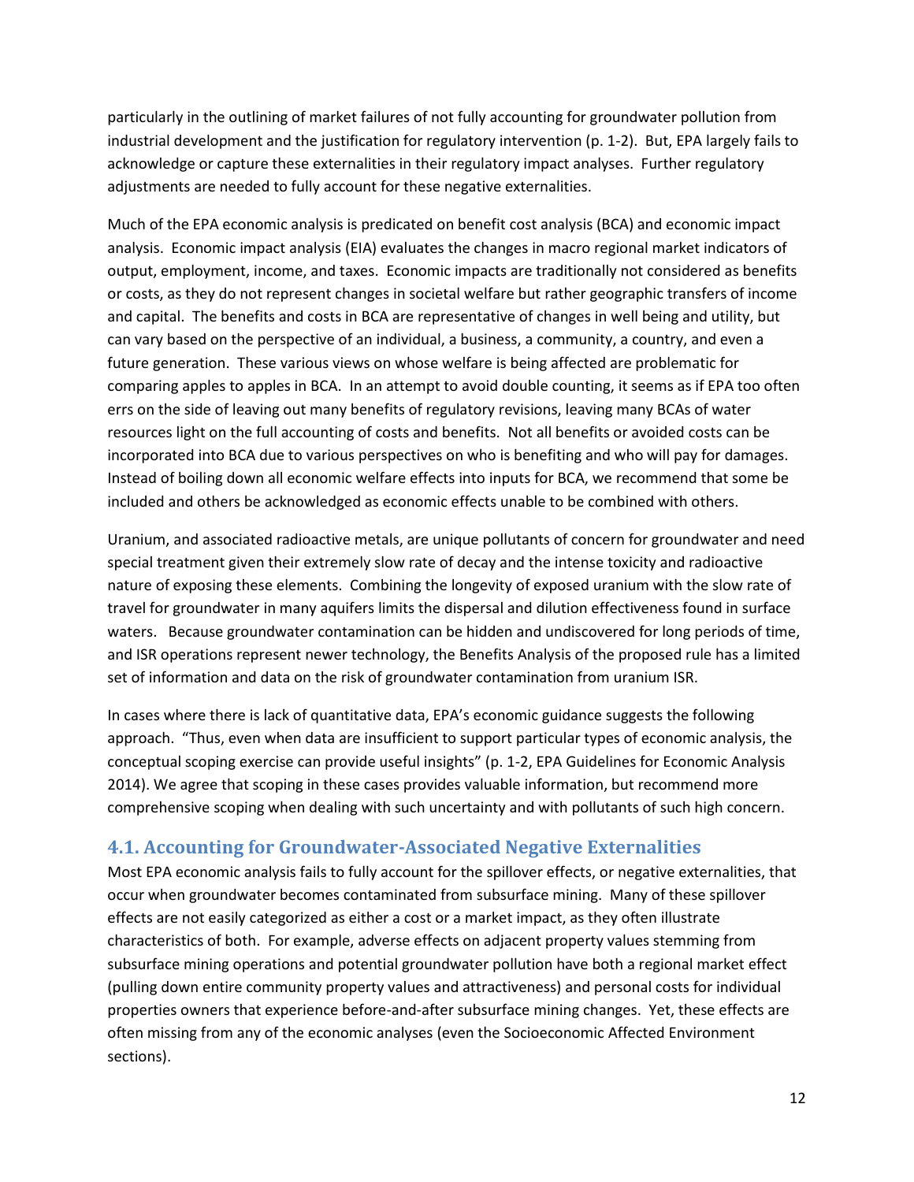particularly in the outlining of market failures of not fully accounting for groundwater pollution from industrial development and the justification for regulatory intervention (p. 1-2). But, EPA largely fails to acknowledge or capture these externalities in their regulatory impact analyses. Further regulatory adjustments are needed to fully account for these negative externalities.

Much of the EPA economic analysis is predicated on benefit cost analysis (BCA) and economic impact analysis. Economic impact analysis (EIA) evaluates the changes in macro regional market indicators of output, employment, income, and taxes. Economic impacts are traditionally not considered as benefits or costs, as they do not represent changes in societal welfare but rather geographic transfers of income and capital. The benefits and costs in BCA are representative of changes in well being and utility, but can vary based on the perspective of an individual, a business, a community, a country, and even a future generation. These various views on whose welfare is being affected are problematic for comparing apples to apples in BCA. In an attempt to avoid double counting, it seems as if EPA too often errs on the side of leaving out many benefits of regulatory revisions, leaving many BCAs of water resources light on the full accounting of costs and benefits. Not all benefits or avoided costs can be incorporated into BCA due to various perspectives on who is benefiting and who will pay for damages. Instead of boiling down all economic welfare effects into inputs for BCA, we recommend that some be included and others be acknowledged as economic effects unable to be combined with others.

Uranium, and associated radioactive metals, are unique pollutants of concern for groundwater and need special treatment given their extremely slow rate of decay and the intense toxicity and radioactive nature of exposing these elements. Combining the longevity of exposed uranium with the slow rate of travel for groundwater in many aquifers limits the dispersal and dilution effectiveness found in surface waters. Because groundwater contamination can be hidden and undiscovered for long periods of time, and ISR operations represent newer technology, the Benefits Analysis of the proposed rule has a limited set of information and data on the risk of groundwater contamination from uranium ISR.

In cases where there is lack of quantitative data, EPA's economic guidance suggests the following approach. "Thus, even when data are insufficient to support particular types of economic analysis, the conceptual scoping exercise can provide useful insights" (p. 1-2, EPA Guidelines for Economic Analysis 2014). We agree that scoping in these cases provides valuable information, but recommend more comprehensive scoping when dealing with such uncertainty and with pollutants of such high concern.

## 4.1. Accounting for Groundwater-Associated Negative Externalities

Most EPA economic analysis fails to fully account for the spillover effects, or negative externalities, that occur when groundwater becomes contaminated from subsurface mining. Many of these spillover effects are not easily categorized as either a cost or a market impact, as they often illustrate characteristics of both. For example, adverse effects on adjacent property values stemming from subsurface mining operations and potential groundwater pollution have both a regional market effect (pulling down entire community property values and attractiveness) and personal costs for individual properties owners that experience before-and-after subsurface mining changes. Yet, these effects are often missing from any of the economic analyses (even the Socioeconomic Affected Environment sections).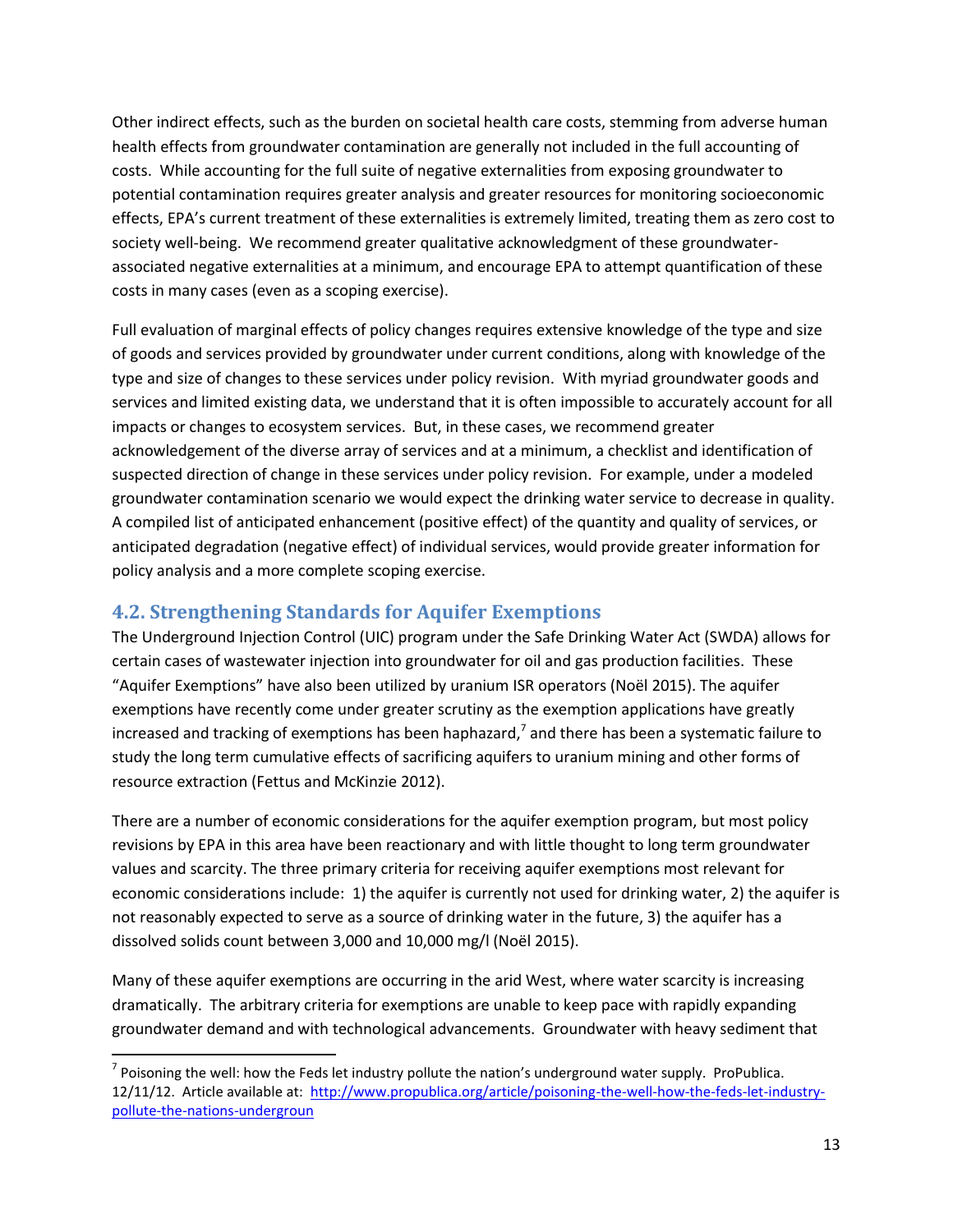Other indirect effects, such as the burden on societal health care costs, stemming from adverse human health effects from groundwater contamination are generally not included in the full accounting of costs. While accounting for the full suite of negative externalities from exposing groundwater to potential contamination requires greater analysis and greater resources for monitoring socioeconomic effects, EPA's current treatment of these externalities is extremely limited, treating them as zero cost to society well-being. We recommend greater qualitative acknowledgment of these groundwater-associated negative externalities at a minimum, and encourage EPA to attempt quantification of these costs in many cases (even as a scoping exercise).

Full evaluation of marginal effects of policy changes requires extensive knowledge of the type and size of goods and services provided by groundwater under current conditions, along with knowledge of the type and size of changes to these services under policy revision. With myriad groundwater goods and services and limited existing data, we understand that it is often impossible to accurately account for all impacts or changes to ecosystem services. But, in these cases, we recommend greater acknowledgement of the diverse array of services and at a minimum, a checklist and identification of suspected direction of change in these services under policy revision. For example, under a modeled groundwater contamination scenario we would expect the drinking water service to decrease in quality. A compiled list of anticipated enhancement (positive effect) of the quantity and quality of services, or anticipated degradation (negative effect) of individual services, would provide greater information for policy analysis and a more complete scoping exercise.

## 4.2. Strengthening Standards for Aquifer Exemptions

The Underground Injection Control (UIC) program under the Safe Drinking Water Act (SWDA) allows for certain cases of wastewater injection into groundwater for oil and gas production facilities. These "Aquifer Exemptions" have also been utilized by uranium ISR operators (Noël 2015). The aquifer exemptions have recently come under greater scrutiny as the exemption applications have greatly increased and tracking of exemptions has been haphazard,[7] and there has been a systematic failure to study the long term cumulative effects of sacrificing aquifers to uranium mining and other forms of resource extraction (Fettus and McKinzie 2012).

There are a number of economic considerations for the aquifer exemption program, but most policy revisions by EPA in this area have been reactionary and with little thought to long term groundwater values and scarcity. The three primary criteria for receiving aquifer exemptions most relevant for economic considerations include: 1) the aquifer is currently not used for drinking water, 2) the aquifer is not reasonably expected to serve as a source of drinking water in the future, 3) the aquifer has a dissolved solids count between 3,000 and 10,000 mg/l (Noël 2015).

Many of these aquifer exemptions are occurring in the arid West, where water scarcity is increasing dramatically. The arbitrary criteria for exemptions are unable to keep pace with rapidly expanding groundwater demand and with technological advancements. Groundwater with heavy sediment that

---

[7] Poisoning the well: how the Feds let industry pollute the nation's underground water supply. ProPublica. 12/11/12. Article available at: http://www.propublica.org/article/poisoning-the-well-how-the-feds-let-industry-pollute-the-nations-undergroun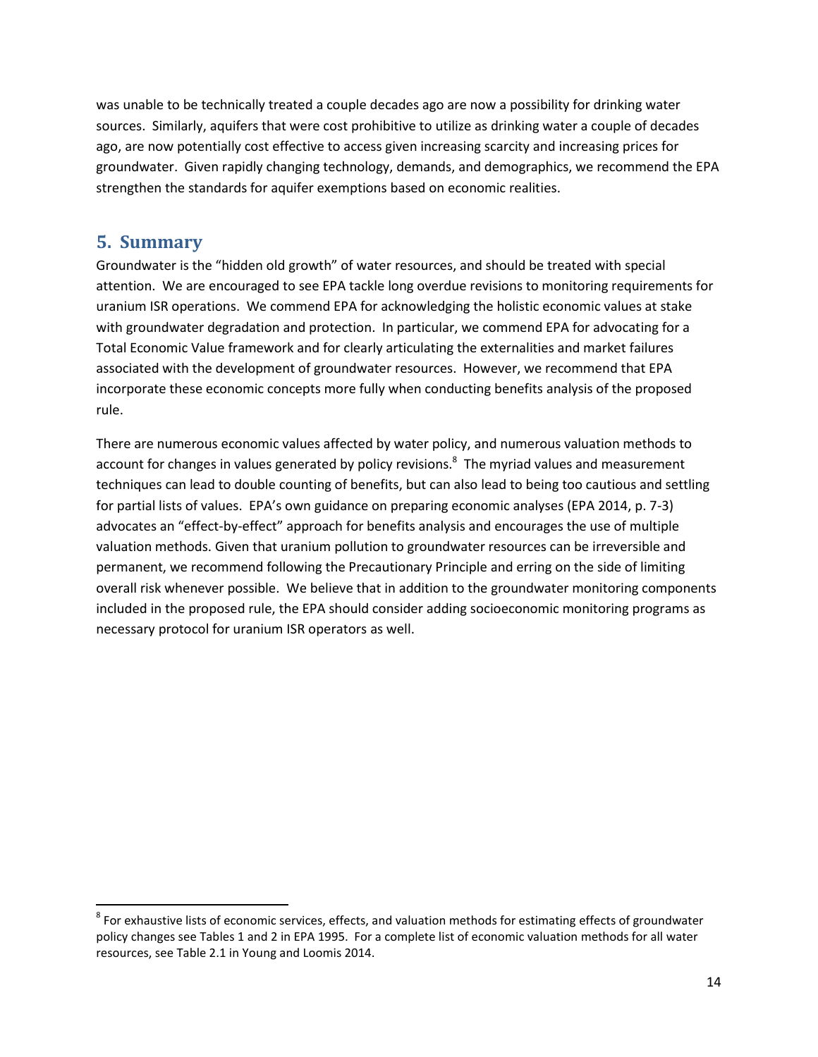was unable to be technically treated a couple decades ago are now a possibility for drinking water sources. Similarly, aquifers that were cost prohibitive to utilize as drinking water a couple of decades ago, are now potentially cost effective to access given increasing scarcity and increasing prices for groundwater. Given rapidly changing technology, demands, and demographics, we recommend the EPA strengthen the standards for aquifer exemptions based on economic realities.

## 5. Summary

Groundwater is the "hidden old growth" of water resources, and should be treated with special attention. We are encouraged to see EPA tackle long overdue revisions to monitoring requirements for uranium ISR operations. We commend EPA for acknowledging the holistic economic values at stake with groundwater degradation and protection. In particular, we commend EPA for advocating for a Total Economic Value framework and for clearly articulating the externalities and market failures associated with the development of groundwater resources. However, we recommend that EPA incorporate these economic concepts more fully when conducting benefits analysis of the proposed rule.

There are numerous economic values affected by water policy, and numerous valuation methods to account for changes in values generated by policy revisions.[8] The myriad values and measurement techniques can lead to double counting of benefits, but can also lead to being too cautious and settling for partial lists of values. EPA's own guidance on preparing economic analyses (EPA 2014, p. 7-3) advocates an "effect-by-effect" approach for benefits analysis and encourages the use of multiple valuation methods. Given that uranium pollution to groundwater resources can be irreversible and permanent, we recommend following the Precautionary Principle and erring on the side of limiting overall risk whenever possible. We believe that in addition to the groundwater monitoring components included in the proposed rule, the EPA should consider adding socioeconomic monitoring programs as necessary protocol for uranium ISR operators as well.

---

[8] For exhaustive lists of economic services, effects, and valuation methods for estimating effects of groundwater policy changes see Tables 1 and 2 in EPA 1995. For a complete list of economic valuation methods for all water resources, see Table 2.1 in Young and Loomis 2014.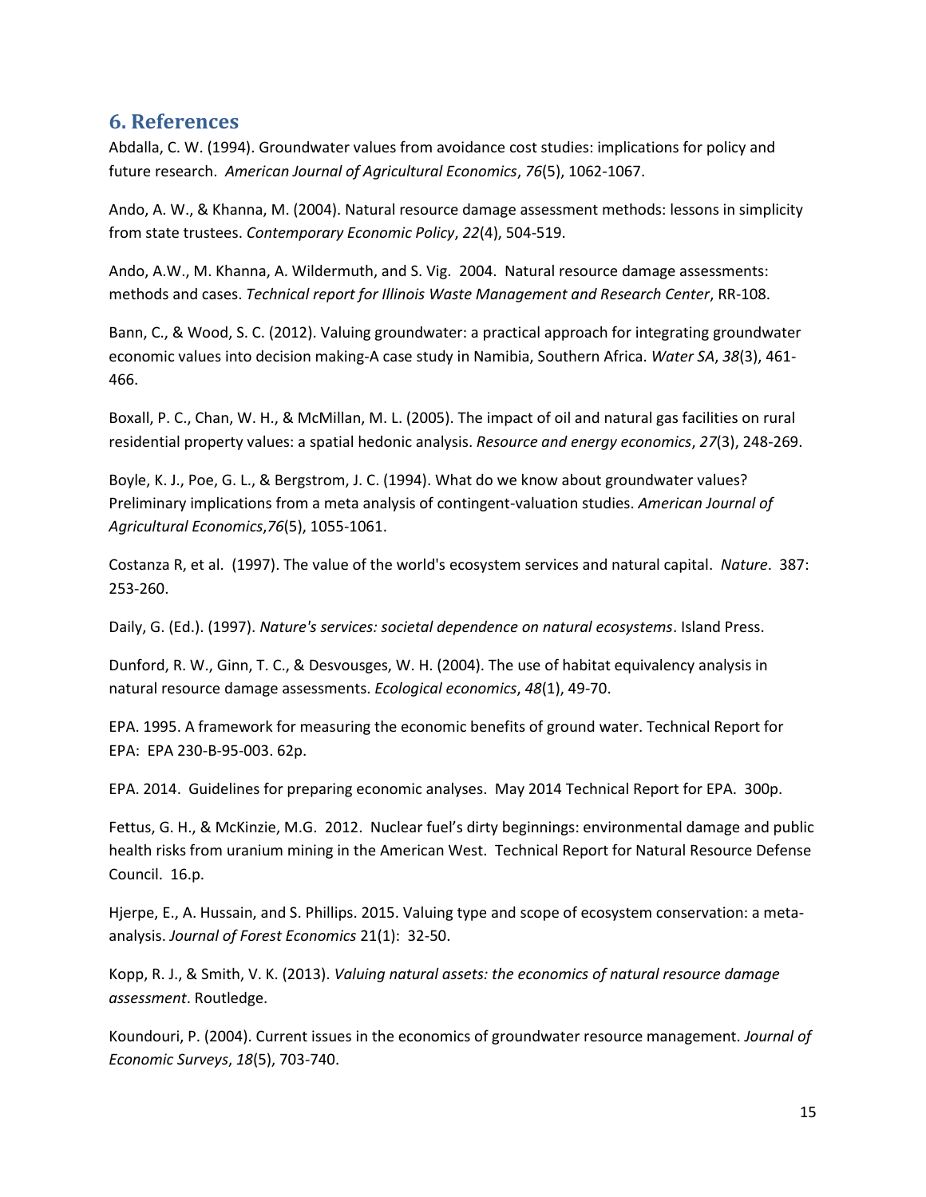## 6. References

Abdalla, C. W. (1994). Groundwater values from avoidance cost studies: implications for policy and future research. *American Journal of Agricultural Economics*, *76*(5), 1062-1067.

Ando, A. W., & Khanna, M. (2004). Natural resource damage assessment methods: lessons in simplicity from state trustees. *Contemporary Economic Policy*, *22*(4), 504-519.

Ando, A.W., M. Khanna, A. Wildermuth, and S. Vig. 2004. Natural resource damage assessments: methods and cases. *Technical report for Illinois Waste Management and Research Center*, RR-108.

Bann, C., & Wood, S. C. (2012). Valuing groundwater: a practical approach for integrating groundwater economic values into decision making-A case study in Namibia, Southern Africa. *Water SA*, *38*(3), 461-466.

Boxall, P. C., Chan, W. H., & McMillan, M. L. (2005). The impact of oil and natural gas facilities on rural residential property values: a spatial hedonic analysis. *Resource and energy economics*, *27*(3), 248-269.

Boyle, K. J., Poe, G. L., & Bergstrom, J. C. (1994). What do we know about groundwater values? Preliminary implications from a meta analysis of contingent-valuation studies. *American Journal of Agricultural Economics*,*76*(5), 1055-1061.

Costanza R, et al. (1997). The value of the world's ecosystem services and natural capital. *Nature*. 387: 253-260.

Daily, G. (Ed.). (1997). *Nature's services: societal dependence on natural ecosystems*. Island Press.

Dunford, R. W., Ginn, T. C., & Desvousges, W. H. (2004). The use of habitat equivalency analysis in natural resource damage assessments. *Ecological economics*, *48*(1), 49-70.

EPA. 1995. A framework for measuring the economic benefits of ground water. Technical Report for EPA: EPA 230-B-95-003. 62p.

EPA. 2014. Guidelines for preparing economic analyses. May 2014 Technical Report for EPA. 300p.

Fettus, G. H., & McKinzie, M.G. 2012. Nuclear fuel's dirty beginnings: environmental damage and public health risks from uranium mining in the American West. Technical Report for Natural Resource Defense Council. 16.p.

Hjerpe, E., A. Hussain, and S. Phillips. 2015. Valuing type and scope of ecosystem conservation: a meta-analysis. *Journal of Forest Economics* 21(1): 32-50.

Kopp, R. J., & Smith, V. K. (2013). *Valuing natural assets: the economics of natural resource damage assessment*. Routledge.

Koundouri, P. (2004). Current issues in the economics of groundwater resource management. *Journal of Economic Surveys*, *18*(5), 703-740.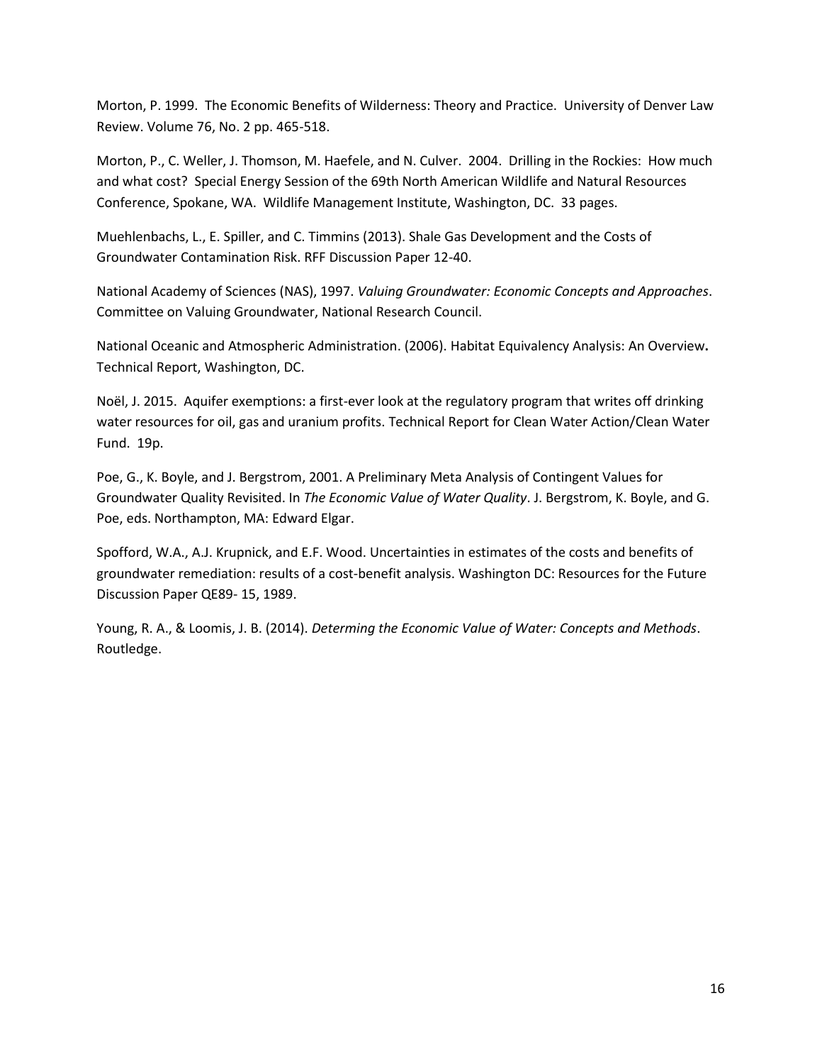Morton, P. 1999. The Economic Benefits of Wilderness: Theory and Practice. University of Denver Law Review. Volume 76, No. 2 pp. 465-518.

Morton, P., C. Weller, J. Thomson, M. Haefele, and N. Culver. 2004. Drilling in the Rockies: How much and what cost? Special Energy Session of the 69th North American Wildlife and Natural Resources Conference, Spokane, WA. Wildlife Management Institute, Washington, DC. 33 pages.

Muehlenbachs, L., E. Spiller, and C. Timmins (2013). Shale Gas Development and the Costs of Groundwater Contamination Risk. RFF Discussion Paper 12-40.

National Academy of Sciences (NAS), 1997. *Valuing Groundwater: Economic Concepts and Approaches*. Committee on Valuing Groundwater, National Research Council.

National Oceanic and Atmospheric Administration. (2006). Habitat Equivalency Analysis: An Overview**.** Technical Report, Washington, DC.

Noël, J. 2015. Aquifer exemptions: a first-ever look at the regulatory program that writes off drinking water resources for oil, gas and uranium profits. Technical Report for Clean Water Action/Clean Water Fund. 19p.

Poe, G., K. Boyle, and J. Bergstrom, 2001. A Preliminary Meta Analysis of Contingent Values for Groundwater Quality Revisited. In *The Economic Value of Water Quality*. J. Bergstrom, K. Boyle, and G. Poe, eds. Northampton, MA: Edward Elgar.

Spofford, W.A., A.J. Krupnick, and E.F. Wood. Uncertainties in estimates of the costs and benefits of groundwater remediation: results of a cost-benefit analysis. Washington DC: Resources for the Future Discussion Paper QE89- 15, 1989.

Young, R. A., & Loomis, J. B. (2014). *Determing the Economic Value of Water: Concepts and Methods*. Routledge.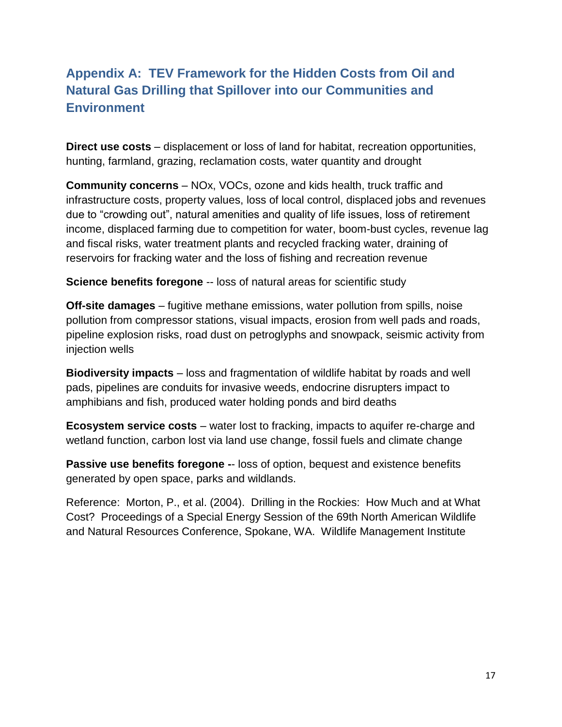## Appendix A: TEV Framework for the Hidden Costs from Oil and Natural Gas Drilling that Spillover into our Communities and Environment

**Direct use costs** – displacement or loss of land for habitat, recreation opportunities, hunting, farmland, grazing, reclamation costs, water quantity and drought

**Community concerns** – NOx, VOCs, ozone and kids health, truck traffic and infrastructure costs, property values, loss of local control, displaced jobs and revenues due to "crowding out", natural amenities and quality of life issues, loss of retirement income, displaced farming due to competition for water, boom-bust cycles, revenue lag and fiscal risks, water treatment plants and recycled fracking water, draining of reservoirs for fracking water and the loss of fishing and recreation revenue

**Science benefits foregone** -- loss of natural areas for scientific study

**Off-site damages** – fugitive methane emissions, water pollution from spills, noise pollution from compressor stations, visual impacts, erosion from well pads and roads, pipeline explosion risks, road dust on petroglyphs and snowpack, seismic activity from injection wells

**Biodiversity impacts** – loss and fragmentation of wildlife habitat by roads and well pads, pipelines are conduits for invasive weeds, endocrine disrupters impact to amphibians and fish, produced water holding ponds and bird deaths

**Ecosystem service costs** – water lost to fracking, impacts to aquifer re-charge and wetland function, carbon lost via land use change, fossil fuels and climate change

**Passive use benefits foregone --** loss of option, bequest and existence benefits generated by open space, parks and wildlands.

Reference: Morton, P., et al. (2004). Drilling in the Rockies: How Much and at What Cost? Proceedings of a Special Energy Session of the 69th North American Wildlife and Natural Resources Conference, Spokane, WA. Wildlife Management Institute